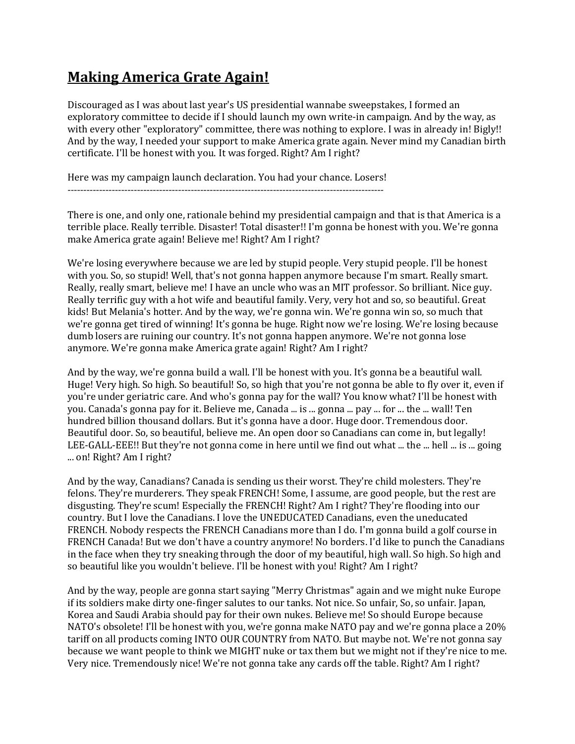# Making America Grate Again!

Discouraged as I was about last year's US presidential wannabe sweepstakes, I formed an exploratory committee to decide if I should launch my own write-in campaign. And by the way, as with every other "exploratory" committee, there was nothing to explore. I was in already in! Bigly!! And by the way, I needed your support to make America grate again. Never mind my Canadian birth certificate. I'll be honest with you. It was forged. Right? Am I right?

Here was my campaign launch declaration. You had your chance. Losers!

----------------------------------------------------------------------------------------------------

There is one, and only one, rationale behind my presidential campaign and that is that America is a terrible place. Really terrible. Disaster! Total disaster!! I'm gonna be honest with you. We're gonna make America grate again! Believe me! Right? Am I right?

We're losing everywhere because we are led by stupid people. Very stupid people. I'll be honest with you. So, so stupid! Well, that's not gonna happen anymore because I'm smart. Really smart. Really, really smart, believe me! I have an uncle who was an MIT professor. So brilliant. Nice guy. Really terrific guy with a hot wife and beautiful family. Very, very hot and so, so beautiful. Great kids! But Melania's hotter. And by the way, we're gonna win. We're gonna win so, so much that we're gonna get tired of winning! It's gonna be huge. Right now we're losing. We're losing because dumb losers are ruining our country. It's not gonna happen anymore. We're not gonna lose anymore. We're gonna make America grate again! Right? Am I right?

And by the way, we're gonna build a wall. I'll be honest with you. It's gonna be a beautiful wall. Huge! Very high. So high. So beautiful! So, so high that you're not gonna be able to fly over it, even if you're under geriatric care. And who's gonna pay for the wall? You know what? I'll be honest with you. Canada's gonna pay for it. Believe me, Canada ... is ... gonna ... pay ... for ... the ... wall! Ten hundred billion thousand dollars. But it's gonna have a door. Huge door. Tremendous door. Beautiful door. So, so beautiful, believe me. An open door so Canadians can come in, but legally! LEE-GALL-EEE!! But they're not gonna come in here until we find out what ... the ... hell ... is ... going ... on! Right? Am I right?

And by the way, Canadians? Canada is sending us their worst. They're child molesters. They're felons. They're murderers. They speak FRENCH! Some, I assume, are good people, but the rest are disgusting. They're scum! Especially the FRENCH! Right? Am I right? They're flooding into our country. But I love the Canadians. I love the UNEDUCATED Canadians, even the uneducated FRENCH. Nobody respects the FRENCH Canadians more than I do. I'm gonna build a golf course in FRENCH Canada! But we don't have a country anymore! No borders. I'd like to punch the Canadians in the face when they try sneaking through the door of my beautiful, high wall. So high. So high and so beautiful like you wouldn't believe. I'll be honest with you! Right? Am I right?

And by the way, people are gonna start saying "Merry Christmas" again and we might nuke Europe if its soldiers make dirty one-finger salutes to our tanks. Not nice. So unfair, So, so unfair. Japan, Korea and Saudi Arabia should pay for their own nukes. Believe me! So should Europe because NATO's obsolete! I'll be honest with you, we're gonna make NATO pay and we're gonna place a 20% tariff on all products coming INTO OUR COUNTRY from NATO. But maybe not. We're not gonna say because we want people to think we MIGHT nuke or tax them but we might not if they're nice to me. Very nice. Tremendously nice! We're not gonna take any cards off the table. Right? Am I right?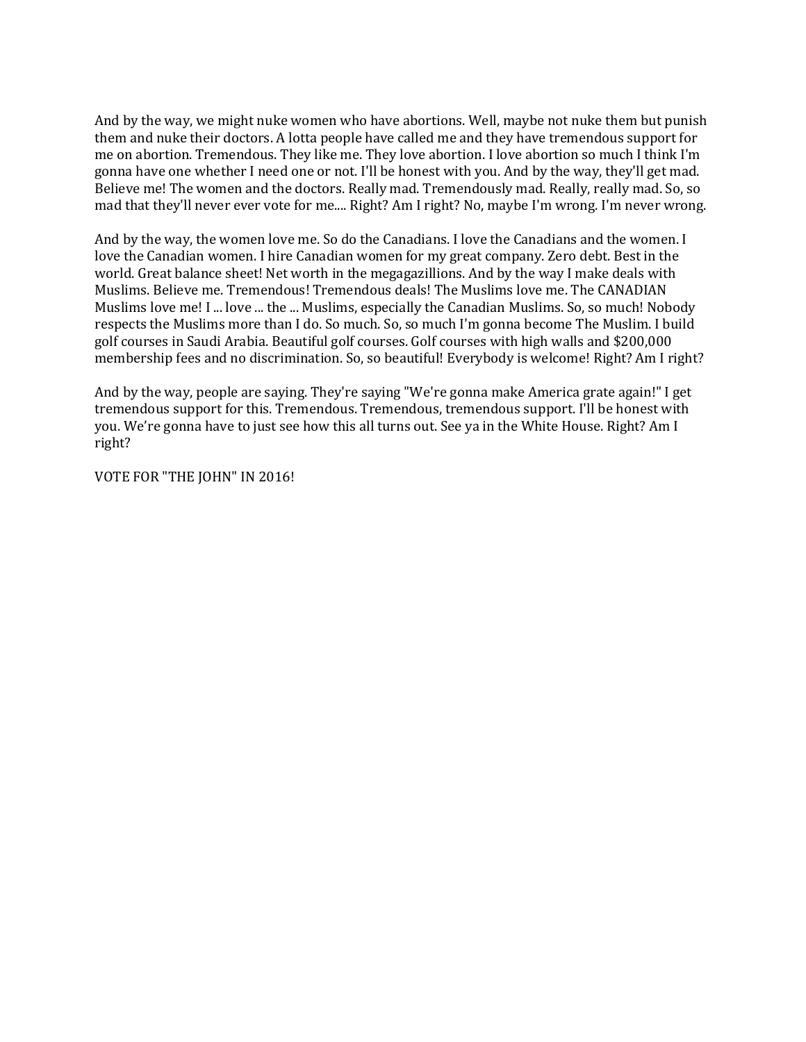And by the way, we might nuke women who have abortions. Well, maybe not nuke them but punish them and nuke their doctors. A lotta people have called me and they have tremendous support for me on abortion. Tremendous. They like me. They love abortion. I love abortion so much I think I'm gonna have one whether I need one or not. I'll be honest with you. And by the way, they'll get mad. Believe me! The women and the doctors. Really mad. Tremendously mad. Really, really mad. So, so mad that they'll never ever vote for me.... Right? Am I right? No, maybe I'm wrong. I'm never wrong.

And by the way, the women love me. So do the Canadians. I love the Canadians and the women. I love the Canadian women. I hire Canadian women for my great company. Zero debt. Best in the world. Great balance sheet! Net worth in the megagazillions. And by the way I make deals with Muslims. Believe me. Tremendous! Tremendous deals! The Muslims love me. The CANADIAN Muslims love me! I ... love ... the ... Muslims, especially the Canadian Muslims. So, so much! Nobody respects the Muslims more than I do. So much. So, so much I'm gonna become The Muslim. I build golf courses in Saudi Arabia. Beautiful golf courses. Golf courses with high walls and $200,000 membership fees and no discrimination. So, so beautiful! Everybody is welcome! Right? Am I right?

And by the way, people are saying. They're saying "We're gonna make America grate again!" I get tremendous support for this. Tremendous. Tremendous, tremendous support. I'll be honest with you. We're gonna have to just see how this all turns out. See ya in the White House. Right? Am I right?

VOTE FOR "THE JOHN" IN 2016!